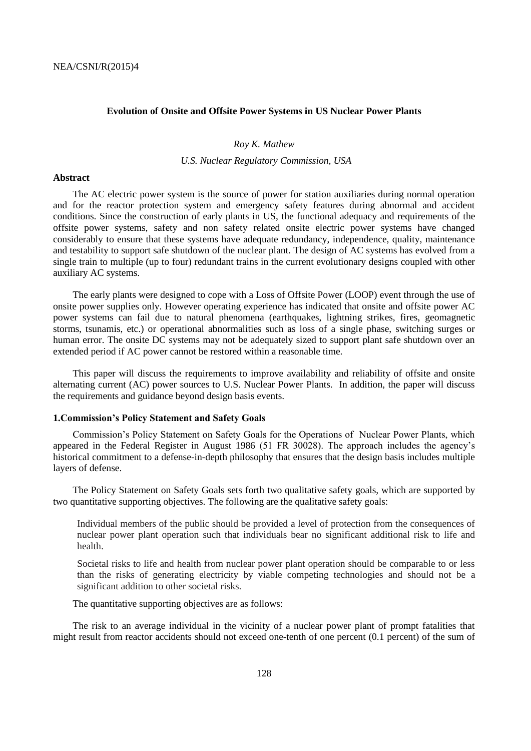# Evolution of Onsite and Offsite Power Systems in US Nuclear Power Plants

*Roy K. Mathew*

*U.S. Nuclear Regulatory Commission, USA*

## Abstract

The AC electric power system is the source of power for station auxiliaries during normal operation and for the reactor protection system and emergency safety features during abnormal and accident conditions. Since the construction of early plants in US, the functional adequacy and requirements of the offsite power systems, safety and non safety related onsite electric power systems have changed considerably to ensure that these systems have adequate redundancy, independence, quality, maintenance and testability to support safe shutdown of the nuclear plant. The design of AC systems has evolved from a single train to multiple (up to four) redundant trains in the current evolutionary designs coupled with other auxiliary AC systems.

The early plants were designed to cope with a Loss of Offsite Power (LOOP) event through the use of onsite power supplies only. However operating experience has indicated that onsite and offsite power AC power systems can fail due to natural phenomena (earthquakes, lightning strikes, fires, geomagnetic storms, tsunamis, etc.) or operational abnormalities such as loss of a single phase, switching surges or human error. The onsite DC systems may not be adequately sized to support plant safe shutdown over an extended period if AC power cannot be restored within a reasonable time.

This paper will discuss the requirements to improve availability and reliability of offsite and onsite alternating current (AC) power sources to U.S. Nuclear Power Plants. In addition, the paper will discuss the requirements and guidance beyond design basis events.

## 1.Commission's Policy Statement and Safety Goals

Commission's Policy Statement on Safety Goals for the Operations of Nuclear Power Plants, which appeared in the Federal Register in August 1986 (51 FR 30028). The approach includes the agency's historical commitment to a defense-in-depth philosophy that ensures that the design basis includes multiple layers of defense.

The Policy Statement on Safety Goals sets forth two qualitative safety goals, which are supported by two quantitative supporting objectives. The following are the qualitative safety goals:

> Individual members of the public should be provided a level of protection from the consequences of nuclear power plant operation such that individuals bear no significant additional risk to life and health.
>
> Societal risks to life and health from nuclear power plant operation should be comparable to or less than the risks of generating electricity by viable competing technologies and should not be a significant addition to other societal risks.

The quantitative supporting objectives are as follows:

The risk to an average individual in the vicinity of a nuclear power plant of prompt fatalities that might result from reactor accidents should not exceed one-tenth of one percent (0.1 percent) of the sum of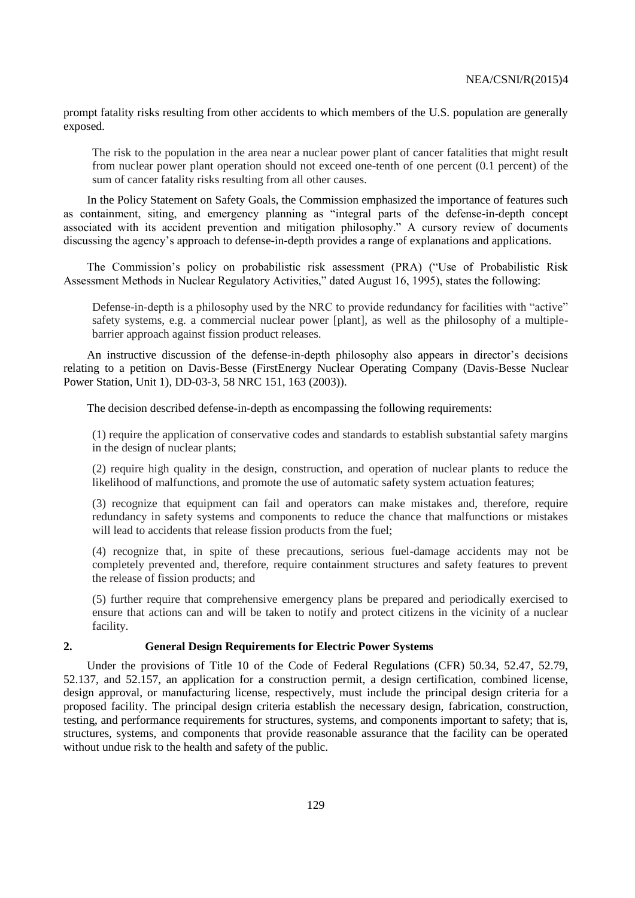prompt fatality risks resulting from other accidents to which members of the U.S. population are generally exposed.

> The risk to the population in the area near a nuclear power plant of cancer fatalities that might result from nuclear power plant operation should not exceed one-tenth of one percent (0.1 percent) of the sum of cancer fatality risks resulting from all other causes.

In the Policy Statement on Safety Goals, the Commission emphasized the importance of features such as containment, siting, and emergency planning as "integral parts of the defense-in-depth concept associated with its accident prevention and mitigation philosophy." A cursory review of documents discussing the agency's approach to defense-in-depth provides a range of explanations and applications.

The Commission's policy on probabilistic risk assessment (PRA) ("Use of Probabilistic Risk Assessment Methods in Nuclear Regulatory Activities," dated August 16, 1995), states the following:

> Defense-in-depth is a philosophy used by the NRC to provide redundancy for facilities with "active" safety systems, e.g. a commercial nuclear power [plant], as well as the philosophy of a multiple-barrier approach against fission product releases.

An instructive discussion of the defense-in-depth philosophy also appears in director's decisions relating to a petition on Davis-Besse (FirstEnergy Nuclear Operating Company (Davis-Besse Nuclear Power Station, Unit 1), DD-03-3, 58 NRC 151, 163 (2003)).

The decision described defense-in-depth as encompassing the following requirements:

> (1) require the application of conservative codes and standards to establish substantial safety margins in the design of nuclear plants;
>
> (2) require high quality in the design, construction, and operation of nuclear plants to reduce the likelihood of malfunctions, and promote the use of automatic safety system actuation features;
>
> (3) recognize that equipment can fail and operators can make mistakes and, therefore, require redundancy in safety systems and components to reduce the chance that malfunctions or mistakes will lead to accidents that release fission products from the fuel;
>
> (4) recognize that, in spite of these precautions, serious fuel-damage accidents may not be completely prevented and, therefore, require containment structures and safety features to prevent the release of fission products; and
>
> (5) further require that comprehensive emergency plans be prepared and periodically exercised to ensure that actions can and will be taken to notify and protect citizens in the vicinity of a nuclear facility.

## 2. General Design Requirements for Electric Power Systems

Under the provisions of Title 10 of the Code of Federal Regulations (CFR) 50.34, 52.47, 52.79, 52.137, and 52.157, an application for a construction permit, a design certification, combined license, design approval, or manufacturing license, respectively, must include the principal design criteria for a proposed facility. The principal design criteria establish the necessary design, fabrication, construction, testing, and performance requirements for structures, systems, and components important to safety; that is, structures, systems, and components that provide reasonable assurance that the facility can be operated without undue risk to the health and safety of the public.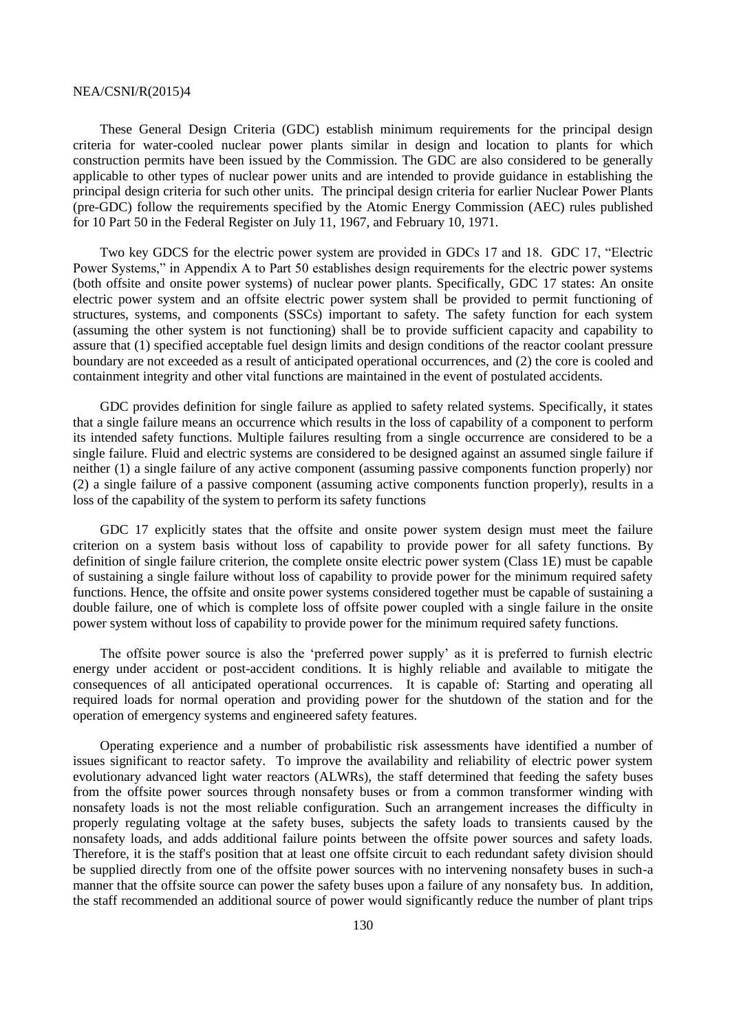These General Design Criteria (GDC) establish minimum requirements for the principal design criteria for water-cooled nuclear power plants similar in design and location to plants for which construction permits have been issued by the Commission. The GDC are also considered to be generally applicable to other types of nuclear power units and are intended to provide guidance in establishing the principal design criteria for such other units. The principal design criteria for earlier Nuclear Power Plants (pre-GDC) follow the requirements specified by the Atomic Energy Commission (AEC) rules published for 10 Part 50 in the Federal Register on July 11, 1967, and February 10, 1971.

Two key GDCS for the electric power system are provided in GDCs 17 and 18. GDC 17, "Electric Power Systems," in Appendix A to Part 50 establishes design requirements for the electric power systems (both offsite and onsite power systems) of nuclear power plants. Specifically, GDC 17 states: An onsite electric power system and an offsite electric power system shall be provided to permit functioning of structures, systems, and components (SSCs) important to safety. The safety function for each system (assuming the other system is not functioning) shall be to provide sufficient capacity and capability to assure that (1) specified acceptable fuel design limits and design conditions of the reactor coolant pressure boundary are not exceeded as a result of anticipated operational occurrences, and (2) the core is cooled and containment integrity and other vital functions are maintained in the event of postulated accidents.

GDC provides definition for single failure as applied to safety related systems. Specifically, it states that a single failure means an occurrence which results in the loss of capability of a component to perform its intended safety functions. Multiple failures resulting from a single occurrence are considered to be a single failure. Fluid and electric systems are considered to be designed against an assumed single failure if neither (1) a single failure of any active component (assuming passive components function properly) nor (2) a single failure of a passive component (assuming active components function properly), results in a loss of the capability of the system to perform its safety functions

GDC 17 explicitly states that the offsite and onsite power system design must meet the failure criterion on a system basis without loss of capability to provide power for all safety functions. By definition of single failure criterion, the complete onsite electric power system (Class 1E) must be capable of sustaining a single failure without loss of capability to provide power for the minimum required safety functions. Hence, the offsite and onsite power systems considered together must be capable of sustaining a double failure, one of which is complete loss of offsite power coupled with a single failure in the onsite power system without loss of capability to provide power for the minimum required safety functions.

The offsite power source is also the 'preferred power supply' as it is preferred to furnish electric energy under accident or post-accident conditions. It is highly reliable and available to mitigate the consequences of all anticipated operational occurrences. It is capable of: Starting and operating all required loads for normal operation and providing power for the shutdown of the station and for the operation of emergency systems and engineered safety features.

Operating experience and a number of probabilistic risk assessments have identified a number of issues significant to reactor safety. To improve the availability and reliability of electric power system evolutionary advanced light water reactors (ALWRs), the staff determined that feeding the safety buses from the offsite power sources through nonsafety buses or from a common transformer winding with nonsafety loads is not the most reliable configuration. Such an arrangement increases the difficulty in properly regulating voltage at the safety buses, subjects the safety loads to transients caused by the nonsafety loads, and adds additional failure points between the offsite power sources and safety loads. Therefore, it is the staff's position that at least one offsite circuit to each redundant safety division should be supplied directly from one of the offsite power sources with no intervening nonsafety buses in such-a manner that the offsite source can power the safety buses upon a failure of any nonsafety bus. In addition, the staff recommended an additional source of power would significantly reduce the number of plant trips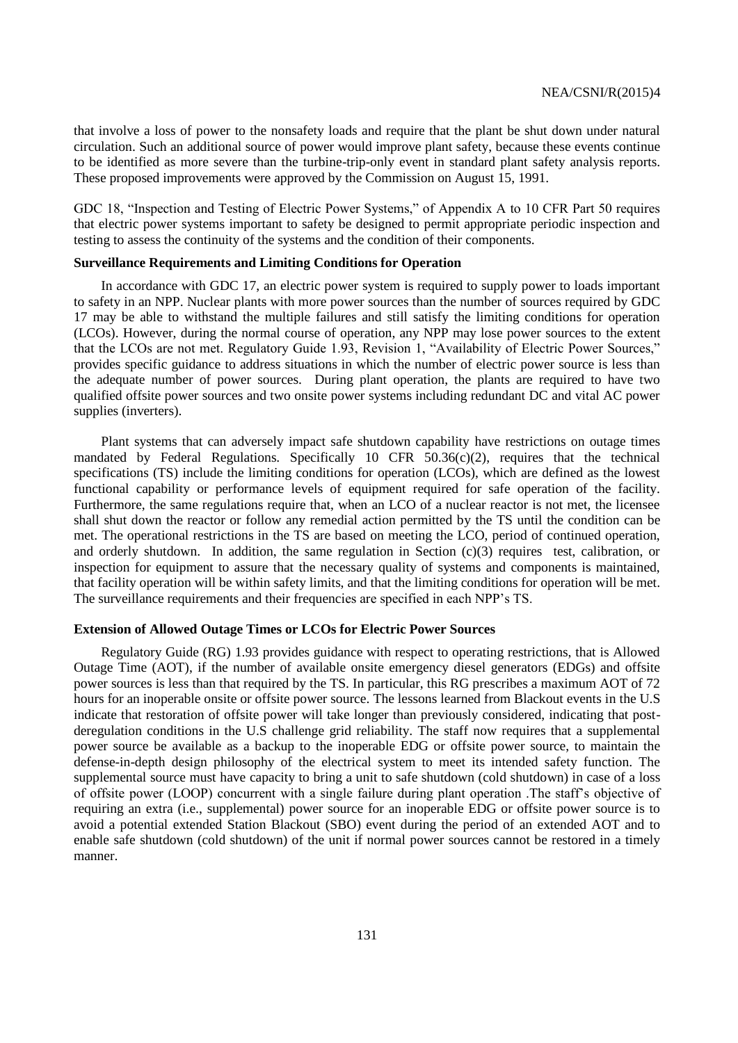that involve a loss of power to the nonsafety loads and require that the plant be shut down under natural circulation. Such an additional source of power would improve plant safety, because these events continue to be identified as more severe than the turbine-trip-only event in standard plant safety analysis reports. These proposed improvements were approved by the Commission on August 15, 1991.

GDC 18, "Inspection and Testing of Electric Power Systems," of Appendix A to 10 CFR Part 50 requires that electric power systems important to safety be designed to permit appropriate periodic inspection and testing to assess the continuity of the systems and the condition of their components.

**Surveillance Requirements and Limiting Conditions for Operation**

In accordance with GDC 17, an electric power system is required to supply power to loads important to safety in an NPP. Nuclear plants with more power sources than the number of sources required by GDC 17 may be able to withstand the multiple failures and still satisfy the limiting conditions for operation (LCOs). However, during the normal course of operation, any NPP may lose power sources to the extent that the LCOs are not met. Regulatory Guide 1.93, Revision 1, "Availability of Electric Power Sources," provides specific guidance to address situations in which the number of electric power source is less than the adequate number of power sources. During plant operation, the plants are required to have two qualified offsite power sources and two onsite power systems including redundant DC and vital AC power supplies (inverters).

Plant systems that can adversely impact safe shutdown capability have restrictions on outage times mandated by Federal Regulations. Specifically 10 CFR 50.36(c)(2), requires that the technical specifications (TS) include the limiting conditions for operation (LCOs), which are defined as the lowest functional capability or performance levels of equipment required for safe operation of the facility. Furthermore, the same regulations require that, when an LCO of a nuclear reactor is not met, the licensee shall shut down the reactor or follow any remedial action permitted by the TS until the condition can be met. The operational restrictions in the TS are based on meeting the LCO, period of continued operation, and orderly shutdown. In addition, the same regulation in Section (c)(3) requires test, calibration, or inspection for equipment to assure that the necessary quality of systems and components is maintained, that facility operation will be within safety limits, and that the limiting conditions for operation will be met. The surveillance requirements and their frequencies are specified in each NPP's TS.

**Extension of Allowed Outage Times or LCOs for Electric Power Sources**

Regulatory Guide (RG) 1.93 provides guidance with respect to operating restrictions, that is Allowed Outage Time (AOT), if the number of available onsite emergency diesel generators (EDGs) and offsite power sources is less than that required by the TS. In particular, this RG prescribes a maximum AOT of 72 hours for an inoperable onsite or offsite power source. The lessons learned from Blackout events in the U.S indicate that restoration of offsite power will take longer than previously considered, indicating that post-deregulation conditions in the U.S challenge grid reliability. The staff now requires that a supplemental power source be available as a backup to the inoperable EDG or offsite power source, to maintain the defense-in-depth design philosophy of the electrical system to meet its intended safety function. The supplemental source must have capacity to bring a unit to safe shutdown (cold shutdown) in case of a loss of offsite power (LOOP) concurrent with a single failure during plant operation .The staff's objective of requiring an extra (i.e., supplemental) power source for an inoperable EDG or offsite power source is to avoid a potential extended Station Blackout (SBO) event during the period of an extended AOT and to enable safe shutdown (cold shutdown) of the unit if normal power sources cannot be restored in a timely manner.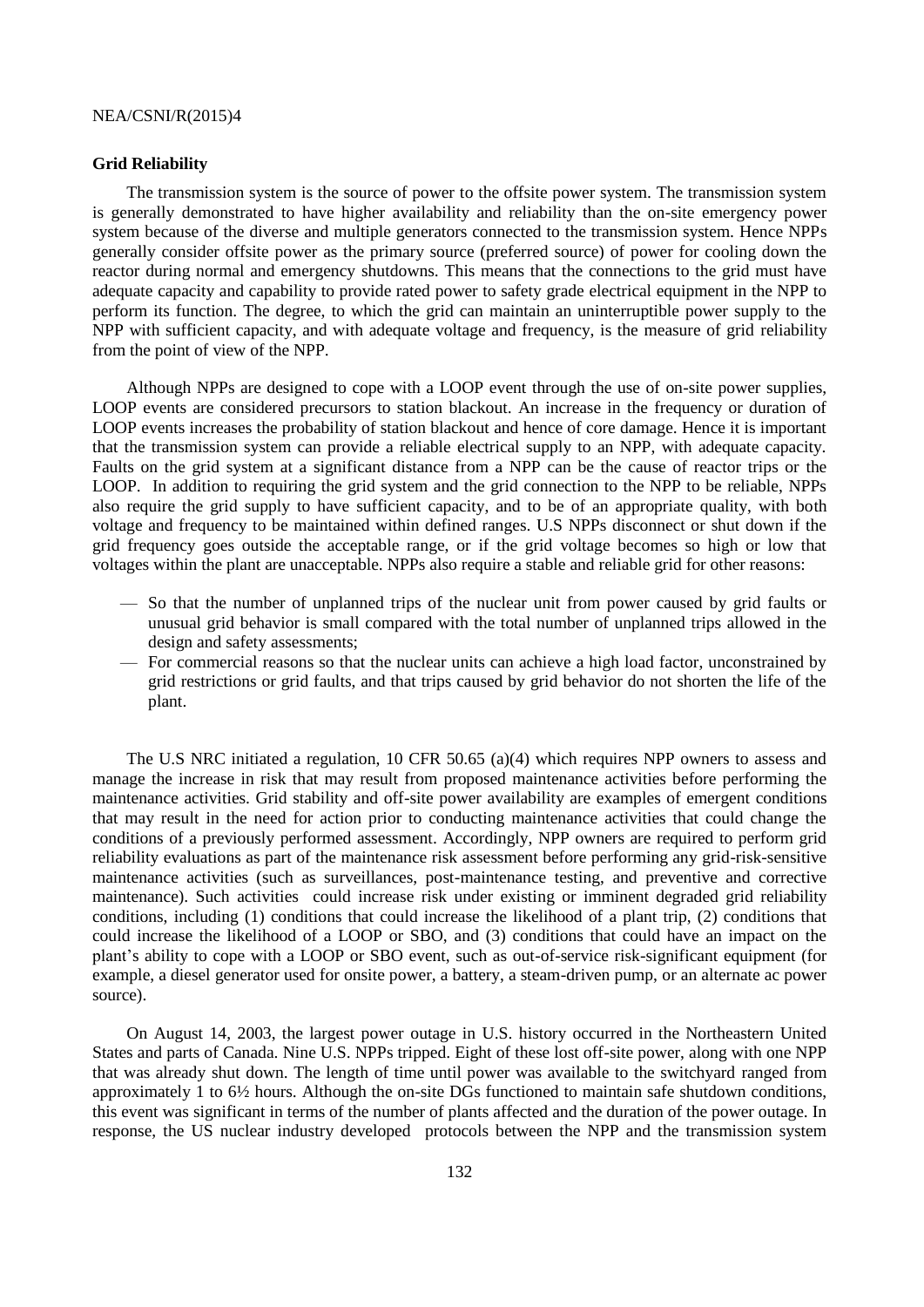**Grid Reliability**

The transmission system is the source of power to the offsite power system. The transmission system is generally demonstrated to have higher availability and reliability than the on-site emergency power system because of the diverse and multiple generators connected to the transmission system. Hence NPPs generally consider offsite power as the primary source (preferred source) of power for cooling down the reactor during normal and emergency shutdowns. This means that the connections to the grid must have adequate capacity and capability to provide rated power to safety grade electrical equipment in the NPP to perform its function. The degree, to which the grid can maintain an uninterruptible power supply to the NPP with sufficient capacity, and with adequate voltage and frequency, is the measure of grid reliability from the point of view of the NPP.

Although NPPs are designed to cope with a LOOP event through the use of on-site power supplies, LOOP events are considered precursors to station blackout. An increase in the frequency or duration of LOOP events increases the probability of station blackout and hence of core damage. Hence it is important that the transmission system can provide a reliable electrical supply to an NPP, with adequate capacity. Faults on the grid system at a significant distance from a NPP can be the cause of reactor trips or the LOOP. In addition to requiring the grid system and the grid connection to the NPP to be reliable, NPPs also require the grid supply to have sufficient capacity, and to be of an appropriate quality, with both voltage and frequency to be maintained within defined ranges. U.S NPPs disconnect or shut down if the grid frequency goes outside the acceptable range, or if the grid voltage becomes so high or low that voltages within the plant are unacceptable. NPPs also require a stable and reliable grid for other reasons:

- So that the number of unplanned trips of the nuclear unit from power caused by grid faults or unusual grid behavior is small compared with the total number of unplanned trips allowed in the design and safety assessments;
- For commercial reasons so that the nuclear units can achieve a high load factor, unconstrained by grid restrictions or grid faults, and that trips caused by grid behavior do not shorten the life of the plant.

The U.S NRC initiated a regulation, 10 CFR 50.65 (a)(4) which requires NPP owners to assess and manage the increase in risk that may result from proposed maintenance activities before performing the maintenance activities. Grid stability and off-site power availability are examples of emergent conditions that may result in the need for action prior to conducting maintenance activities that could change the conditions of a previously performed assessment. Accordingly, NPP owners are required to perform grid reliability evaluations as part of the maintenance risk assessment before performing any grid-risk-sensitive maintenance activities (such as surveillances, post-maintenance testing, and preventive and corrective maintenance). Such activities could increase risk under existing or imminent degraded grid reliability conditions, including (1) conditions that could increase the likelihood of a plant trip, (2) conditions that could increase the likelihood of a LOOP or SBO, and (3) conditions that could have an impact on the plant's ability to cope with a LOOP or SBO event, such as out-of-service risk-significant equipment (for example, a diesel generator used for onsite power, a battery, a steam-driven pump, or an alternate ac power source).

On August 14, 2003, the largest power outage in U.S. history occurred in the Northeastern United States and parts of Canada. Nine U.S. NPPs tripped. Eight of these lost off-site power, along with one NPP that was already shut down. The length of time until power was available to the switchyard ranged from approximately 1 to 6½ hours. Although the on-site DGs functioned to maintain safe shutdown conditions, this event was significant in terms of the number of plants affected and the duration of the power outage. In response, the US nuclear industry developed protocols between the NPP and the transmission system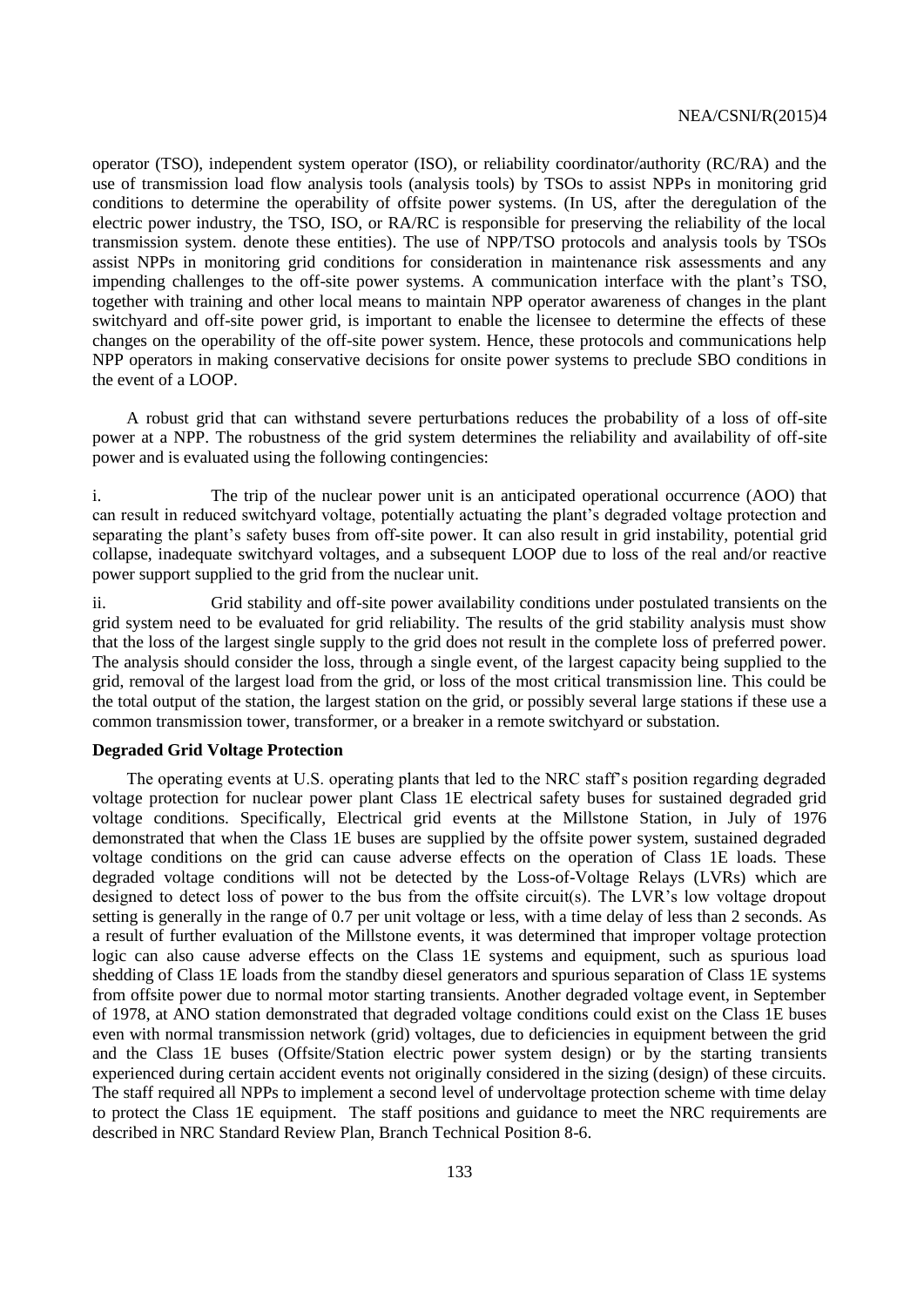operator (TSO), independent system operator (ISO), or reliability coordinator/authority (RC/RA) and the use of transmission load flow analysis tools (analysis tools) by TSOs to assist NPPs in monitoring grid conditions to determine the operability of offsite power systems. (In US, after the deregulation of the electric power industry, the TSO, ISO, or RA/RC is responsible for preserving the reliability of the local transmission system. denote these entities). The use of NPP/TSO protocols and analysis tools by TSOs assist NPPs in monitoring grid conditions for consideration in maintenance risk assessments and any impending challenges to the off-site power systems. A communication interface with the plant's TSO, together with training and other local means to maintain NPP operator awareness of changes in the plant switchyard and off-site power grid, is important to enable the licensee to determine the effects of these changes on the operability of the off-site power system. Hence, these protocols and communications help NPP operators in making conservative decisions for onsite power systems to preclude SBO conditions in the event of a LOOP.

A robust grid that can withstand severe perturbations reduces the probability of a loss of off-site power at a NPP. The robustness of the grid system determines the reliability and availability of off-site power and is evaluated using the following contingencies:

i. The trip of the nuclear power unit is an anticipated operational occurrence (AOO) that can result in reduced switchyard voltage, potentially actuating the plant's degraded voltage protection and separating the plant's safety buses from off-site power. It can also result in grid instability, potential grid collapse, inadequate switchyard voltages, and a subsequent LOOP due to loss of the real and/or reactive power support supplied to the grid from the nuclear unit.

ii. Grid stability and off-site power availability conditions under postulated transients on the grid system need to be evaluated for grid reliability. The results of the grid stability analysis must show that the loss of the largest single supply to the grid does not result in the complete loss of preferred power. The analysis should consider the loss, through a single event, of the largest capacity being supplied to the grid, removal of the largest load from the grid, or loss of the most critical transmission line. This could be the total output of the station, the largest station on the grid, or possibly several large stations if these use a common transmission tower, transformer, or a breaker in a remote switchyard or substation.

**Degraded Grid Voltage Protection**

The operating events at U.S. operating plants that led to the NRC staff's position regarding degraded voltage protection for nuclear power plant Class 1E electrical safety buses for sustained degraded grid voltage conditions. Specifically, Electrical grid events at the Millstone Station, in July of 1976 demonstrated that when the Class 1E buses are supplied by the offsite power system, sustained degraded voltage conditions on the grid can cause adverse effects on the operation of Class 1E loads. These degraded voltage conditions will not be detected by the Loss-of-Voltage Relays (LVRs) which are designed to detect loss of power to the bus from the offsite circuit(s). The LVR's low voltage dropout setting is generally in the range of 0.7 per unit voltage or less, with a time delay of less than 2 seconds. As a result of further evaluation of the Millstone events, it was determined that improper voltage protection logic can also cause adverse effects on the Class 1E systems and equipment, such as spurious load shedding of Class 1E loads from the standby diesel generators and spurious separation of Class 1E systems from offsite power due to normal motor starting transients. Another degraded voltage event, in September of 1978, at ANO station demonstrated that degraded voltage conditions could exist on the Class 1E buses even with normal transmission network (grid) voltages, due to deficiencies in equipment between the grid and the Class 1E buses (Offsite/Station electric power system design) or by the starting transients experienced during certain accident events not originally considered in the sizing (design) of these circuits. The staff required all NPPs to implement a second level of undervoltage protection scheme with time delay to protect the Class 1E equipment. The staff positions and guidance to meet the NRC requirements are described in NRC Standard Review Plan, Branch Technical Position 8-6.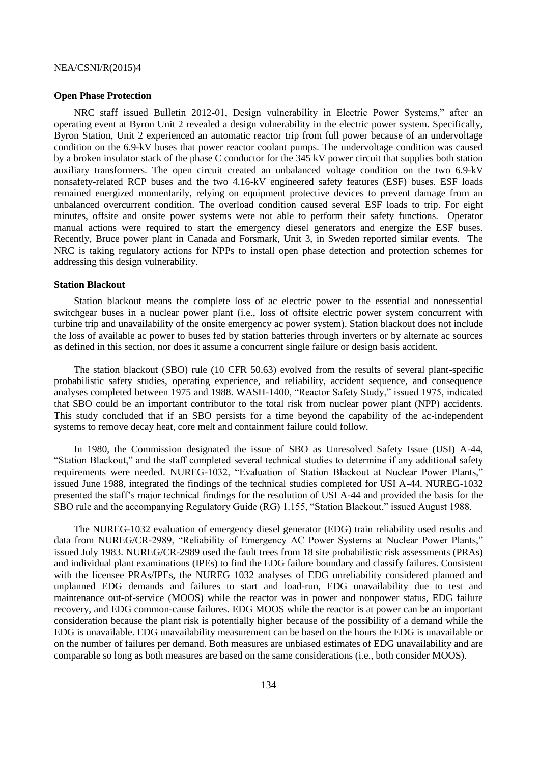### Open Phase Protection

NRC staff issued Bulletin 2012-01, Design vulnerability in Electric Power Systems," after an operating event at Byron Unit 2 revealed a design vulnerability in the electric power system. Specifically, Byron Station, Unit 2 experienced an automatic reactor trip from full power because of an undervoltage condition on the 6.9-kV buses that power reactor coolant pumps. The undervoltage condition was caused by a broken insulator stack of the phase C conductor for the 345 kV power circuit that supplies both station auxiliary transformers. The open circuit created an unbalanced voltage condition on the two 6.9-kV nonsafety-related RCP buses and the two 4.16-kV engineered safety features (ESF) buses. ESF loads remained energized momentarily, relying on equipment protective devices to prevent damage from an unbalanced overcurrent condition. The overload condition caused several ESF loads to trip. For eight minutes, offsite and onsite power systems were not able to perform their safety functions. Operator manual actions were required to start the emergency diesel generators and energize the ESF buses. Recently, Bruce power plant in Canada and Forsmark, Unit 3, in Sweden reported similar events. The NRC is taking regulatory actions for NPPs to install open phase detection and protection schemes for addressing this design vulnerability.

### Station Blackout

Station blackout means the complete loss of ac electric power to the essential and nonessential switchgear buses in a nuclear power plant (i.e., loss of offsite electric power system concurrent with turbine trip and unavailability of the onsite emergency ac power system). Station blackout does not include the loss of available ac power to buses fed by station batteries through inverters or by alternate ac sources as defined in this section, nor does it assume a concurrent single failure or design basis accident.

The station blackout (SBO) rule (10 CFR 50.63) evolved from the results of several plant-specific probabilistic safety studies, operating experience, and reliability, accident sequence, and consequence analyses completed between 1975 and 1988. WASH-1400, "Reactor Safety Study," issued 1975, indicated that SBO could be an important contributor to the total risk from nuclear power plant (NPP) accidents. This study concluded that if an SBO persists for a time beyond the capability of the ac-independent systems to remove decay heat, core melt and containment failure could follow.

In 1980, the Commission designated the issue of SBO as Unresolved Safety Issue (USI) A-44, "Station Blackout," and the staff completed several technical studies to determine if any additional safety requirements were needed. NUREG-1032, "Evaluation of Station Blackout at Nuclear Power Plants," issued June 1988, integrated the findings of the technical studies completed for USI A-44. NUREG-1032 presented the staff's major technical findings for the resolution of USI A-44 and provided the basis for the SBO rule and the accompanying Regulatory Guide (RG) 1.155, "Station Blackout," issued August 1988.

The NUREG-1032 evaluation of emergency diesel generator (EDG) train reliability used results and data from NUREG/CR-2989, "Reliability of Emergency AC Power Systems at Nuclear Power Plants," issued July 1983. NUREG/CR-2989 used the fault trees from 18 site probabilistic risk assessments (PRAs) and individual plant examinations (IPEs) to find the EDG failure boundary and classify failures. Consistent with the licensee PRAs/IPEs, the NUREG 1032 analyses of EDG unreliability considered planned and unplanned EDG demands and failures to start and load-run, EDG unavailability due to test and maintenance out-of-service (MOOS) while the reactor was in power and nonpower status, EDG failure recovery, and EDG common-cause failures. EDG MOOS while the reactor is at power can be an important consideration because the plant risk is potentially higher because of the possibility of a demand while the EDG is unavailable. EDG unavailability measurement can be based on the hours the EDG is unavailable or on the number of failures per demand. Both measures are unbiased estimates of EDG unavailability and are comparable so long as both measures are based on the same considerations (i.e., both consider MOOS).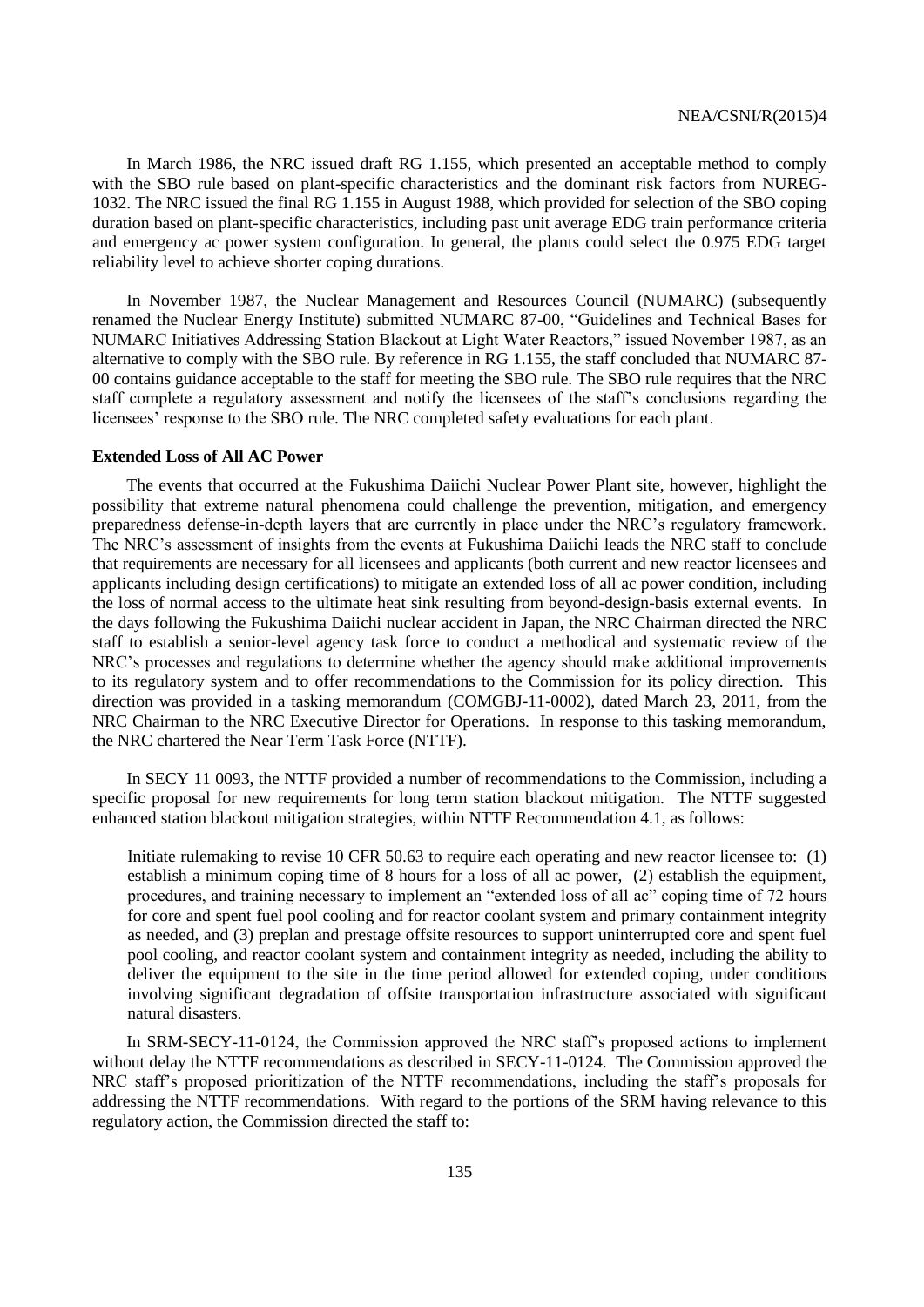In March 1986, the NRC issued draft RG 1.155, which presented an acceptable method to comply with the SBO rule based on plant-specific characteristics and the dominant risk factors from NUREG-1032. The NRC issued the final RG 1.155 in August 1988, which provided for selection of the SBO coping duration based on plant-specific characteristics, including past unit average EDG train performance criteria and emergency ac power system configuration. In general, the plants could select the 0.975 EDG target reliability level to achieve shorter coping durations.

In November 1987, the Nuclear Management and Resources Council (NUMARC) (subsequently renamed the Nuclear Energy Institute) submitted NUMARC 87-00, "Guidelines and Technical Bases for NUMARC Initiatives Addressing Station Blackout at Light Water Reactors," issued November 1987, as an alternative to comply with the SBO rule. By reference in RG 1.155, the staff concluded that NUMARC 87-00 contains guidance acceptable to the staff for meeting the SBO rule. The SBO rule requires that the NRC staff complete a regulatory assessment and notify the licensees of the staff's conclusions regarding the licensees' response to the SBO rule. The NRC completed safety evaluations for each plant.

**Extended Loss of All AC Power**

The events that occurred at the Fukushima Daiichi Nuclear Power Plant site, however, highlight the possibility that extreme natural phenomena could challenge the prevention, mitigation, and emergency preparedness defense-in-depth layers that are currently in place under the NRC's regulatory framework. The NRC's assessment of insights from the events at Fukushima Daiichi leads the NRC staff to conclude that requirements are necessary for all licensees and applicants (both current and new reactor licensees and applicants including design certifications) to mitigate an extended loss of all ac power condition, including the loss of normal access to the ultimate heat sink resulting from beyond-design-basis external events. In the days following the Fukushima Daiichi nuclear accident in Japan, the NRC Chairman directed the NRC staff to establish a senior-level agency task force to conduct a methodical and systematic review of the NRC's processes and regulations to determine whether the agency should make additional improvements to its regulatory system and to offer recommendations to the Commission for its policy direction. This direction was provided in a tasking memorandum (COMGBJ-11-0002), dated March 23, 2011, from the NRC Chairman to the NRC Executive Director for Operations. In response to this tasking memorandum, the NRC chartered the Near Term Task Force (NTTF).

In SECY 11 0093, the NTTF provided a number of recommendations to the Commission, including a specific proposal for new requirements for long term station blackout mitigation. The NTTF suggested enhanced station blackout mitigation strategies, within NTTF Recommendation 4.1, as follows:

> Initiate rulemaking to revise 10 CFR 50.63 to require each operating and new reactor licensee to: (1) establish a minimum coping time of 8 hours for a loss of all ac power, (2) establish the equipment, procedures, and training necessary to implement an "extended loss of all ac" coping time of 72 hours for core and spent fuel pool cooling and for reactor coolant system and primary containment integrity as needed, and (3) preplan and prestage offsite resources to support uninterrupted core and spent fuel pool cooling, and reactor coolant system and containment integrity as needed, including the ability to deliver the equipment to the site in the time period allowed for extended coping, under conditions involving significant degradation of offsite transportation infrastructure associated with significant natural disasters.

In SRM-SECY-11-0124, the Commission approved the NRC staff's proposed actions to implement without delay the NTTF recommendations as described in SECY-11-0124. The Commission approved the NRC staff's proposed prioritization of the NTTF recommendations, including the staff's proposals for addressing the NTTF recommendations. With regard to the portions of the SRM having relevance to this regulatory action, the Commission directed the staff to: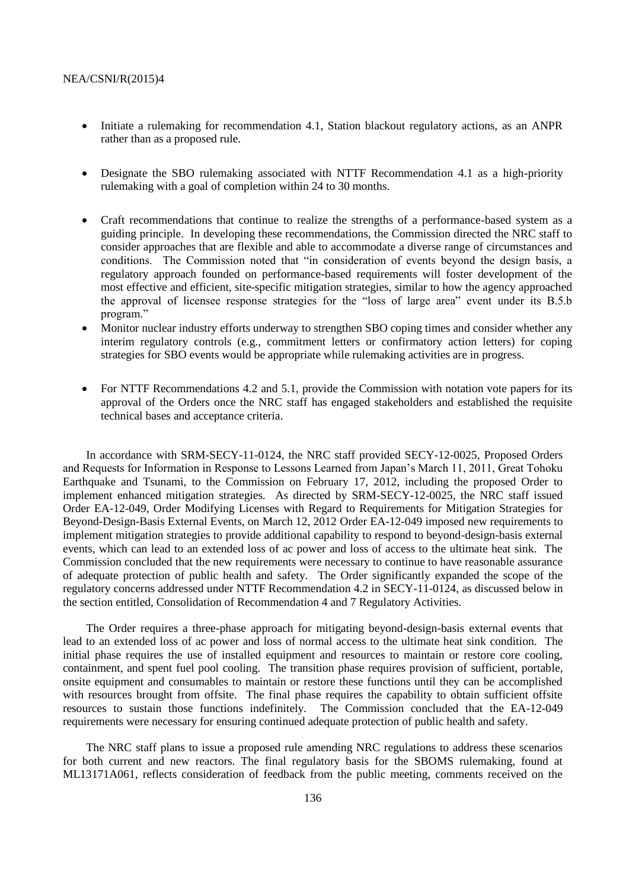- Initiate a rulemaking for recommendation 4.1, Station blackout regulatory actions, as an ANPR rather than as a proposed rule.
- Designate the SBO rulemaking associated with NTTF Recommendation 4.1 as a high-priority rulemaking with a goal of completion within 24 to 30 months.
- Craft recommendations that continue to realize the strengths of a performance-based system as a guiding principle. In developing these recommendations, the Commission directed the NRC staff to consider approaches that are flexible and able to accommodate a diverse range of circumstances and conditions. The Commission noted that "in consideration of events beyond the design basis, a regulatory approach founded on performance-based requirements will foster development of the most effective and efficient, site-specific mitigation strategies, similar to how the agency approached the approval of licensee response strategies for the "loss of large area" event under its B.5.b program."
- Monitor nuclear industry efforts underway to strengthen SBO coping times and consider whether any interim regulatory controls (e.g., commitment letters or confirmatory action letters) for coping strategies for SBO events would be appropriate while rulemaking activities are in progress.
- For NTTF Recommendations 4.2 and 5.1, provide the Commission with notation vote papers for its approval of the Orders once the NRC staff has engaged stakeholders and established the requisite technical bases and acceptance criteria.

In accordance with SRM-SECY-11-0124, the NRC staff provided SECY-12-0025, Proposed Orders and Requests for Information in Response to Lessons Learned from Japan's March 11, 2011, Great Tohoku Earthquake and Tsunami, to the Commission on February 17, 2012, including the proposed Order to implement enhanced mitigation strategies. As directed by SRM-SECY-12-0025, the NRC staff issued Order EA-12-049, Order Modifying Licenses with Regard to Requirements for Mitigation Strategies for Beyond-Design-Basis External Events, on March 12, 2012 Order EA-12-049 imposed new requirements to implement mitigation strategies to provide additional capability to respond to beyond-design-basis external events, which can lead to an extended loss of ac power and loss of access to the ultimate heat sink. The Commission concluded that the new requirements were necessary to continue to have reasonable assurance of adequate protection of public health and safety. The Order significantly expanded the scope of the regulatory concerns addressed under NTTF Recommendation 4.2 in SECY-11-0124, as discussed below in the section entitled, Consolidation of Recommendation 4 and 7 Regulatory Activities.

The Order requires a three-phase approach for mitigating beyond-design-basis external events that lead to an extended loss of ac power and loss of normal access to the ultimate heat sink condition. The initial phase requires the use of installed equipment and resources to maintain or restore core cooling, containment, and spent fuel pool cooling. The transition phase requires provision of sufficient, portable, onsite equipment and consumables to maintain or restore these functions until they can be accomplished with resources brought from offsite. The final phase requires the capability to obtain sufficient offsite resources to sustain those functions indefinitely. The Commission concluded that the EA-12-049 requirements were necessary for ensuring continued adequate protection of public health and safety.

The NRC staff plans to issue a proposed rule amending NRC regulations to address these scenarios for both current and new reactors. The final regulatory basis for the SBOMS rulemaking, found at ML13171A061, reflects consideration of feedback from the public meeting, comments received on the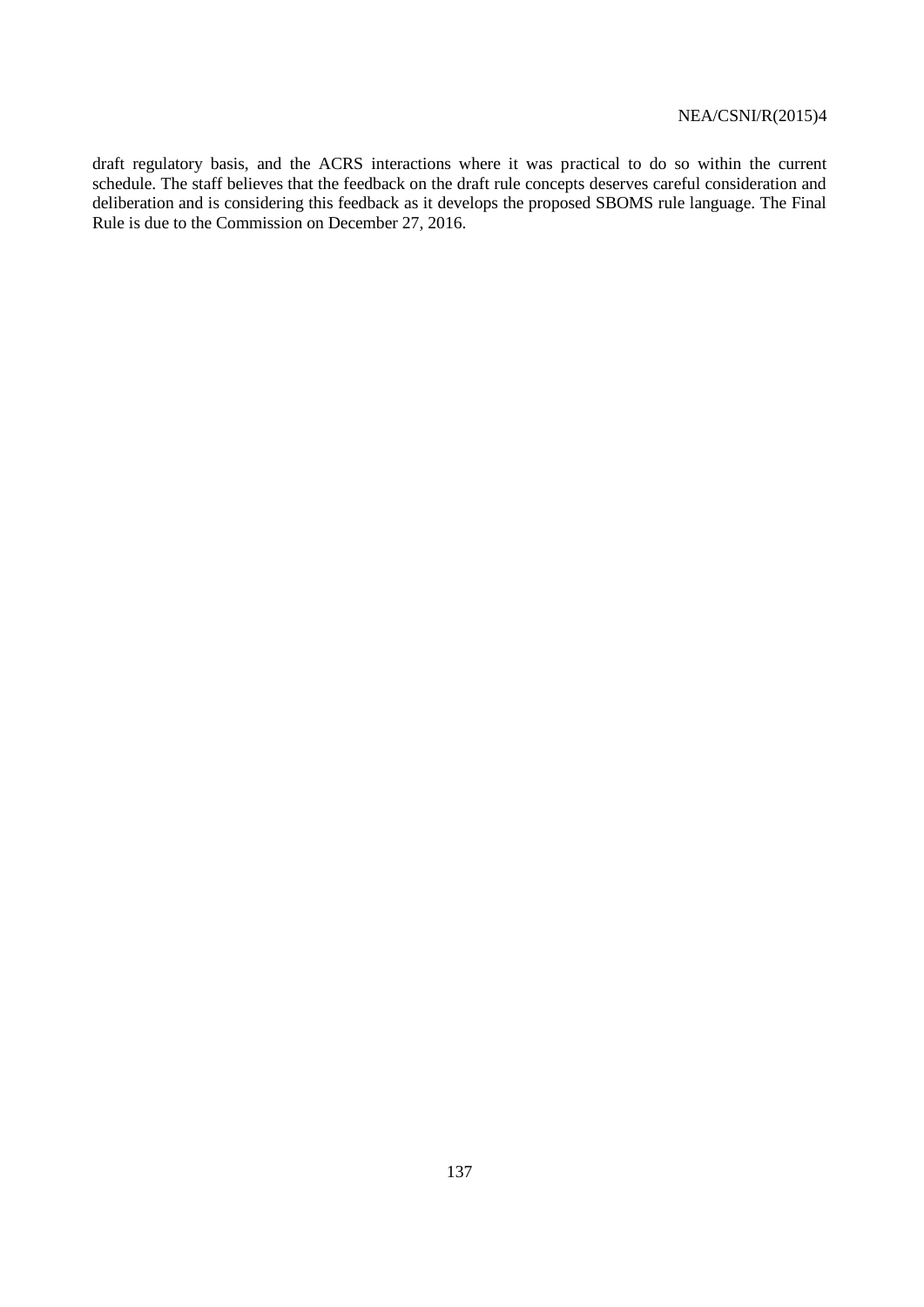draft regulatory basis, and the ACRS interactions where it was practical to do so within the current schedule. The staff believes that the feedback on the draft rule concepts deserves careful consideration and deliberation and is considering this feedback as it develops the proposed SBOMS rule language. The Final Rule is due to the Commission on December 27, 2016.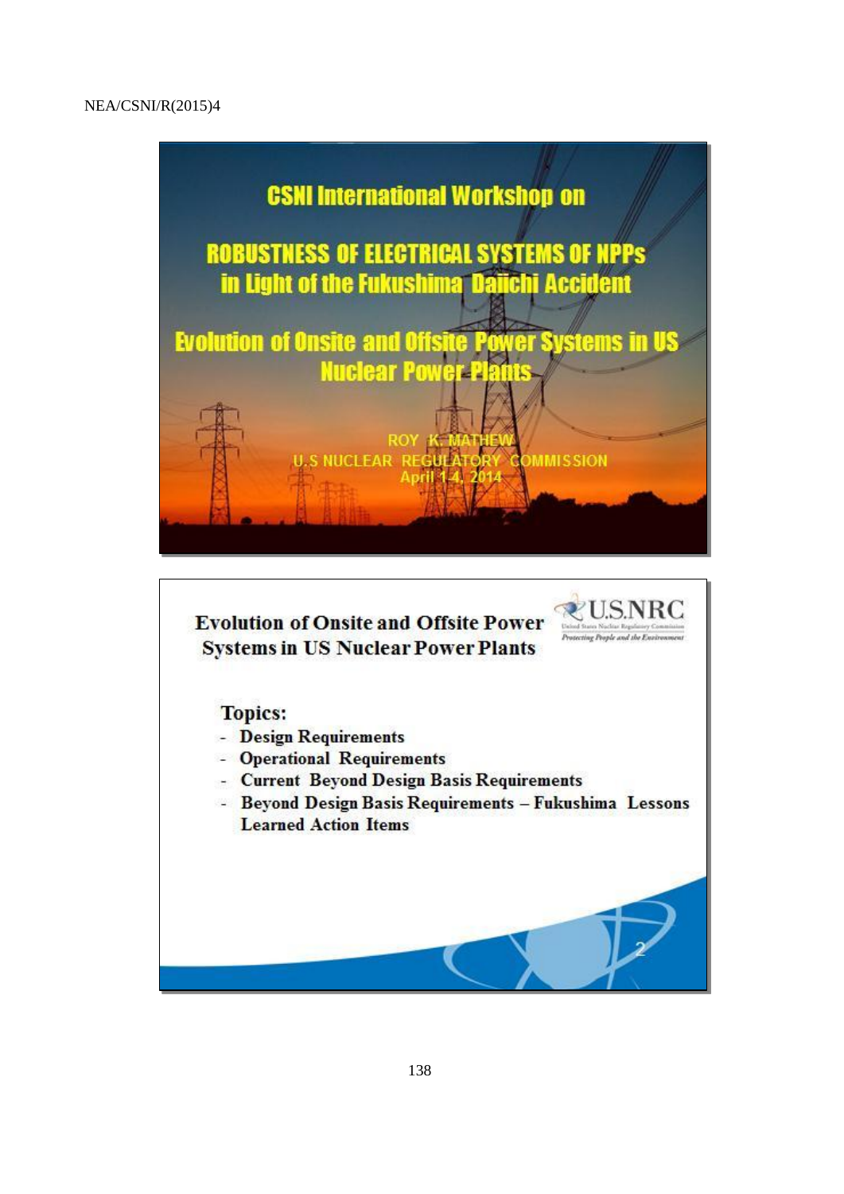# CSNI International Workshop on

## ROBUSTNESS OF ELECTRICAL SYSTEMS OF NPPs in Light of the Fukushima Daiichi Accident

## Evolution of Onsite and Offsite Power Systems in US Nuclear Power Plants

ROY K. MATHEW
U.S NUCLEAR REGULATORY COMMISSION
April 1-4, 2014

---

## Evolution of Onsite and Offsite Power Systems in US Nuclear Power Plants

U.S.NRC
United States Nuclear Regulatory Commission
*Protecting People and the Environment*

**Topics:**

- Design Requirements
- Operational Requirements
- Current Beyond Design Basis Requirements
- Beyond Design Basis Requirements – Fukushima Lessons Learned Action Items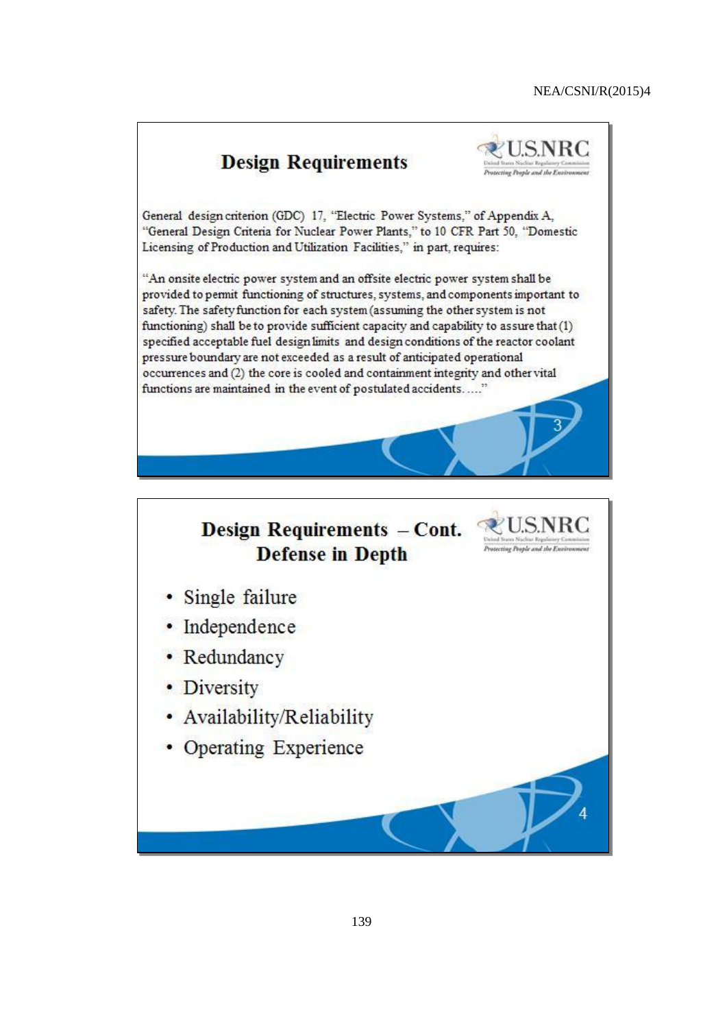## Design Requirements

General design criterion (GDC) 17, "Electric Power Systems," of Appendix A, "General Design Criteria for Nuclear Power Plants," to 10 CFR Part 50, "Domestic Licensing of Production and Utilization Facilities," in part, requires:

"An onsite electric power system and an offsite electric power system shall be provided to permit functioning of structures, systems, and components important to safety. The safety function for each system (assuming the other system is not functioning) shall be to provide sufficient capacity and capability to assure that (1) specified acceptable fuel design limits and design conditions of the reactor coolant pressure boundary are not exceeded as a result of anticipated operational occurrences and (2) the core is cooled and containment integrity and other vital functions are maintained in the event of postulated accidents. ...."

## Design Requirements – Cont. Defense in Depth

- Single failure
- Independence
- Redundancy
- Diversity
- Availability/Reliability
- Operating Experience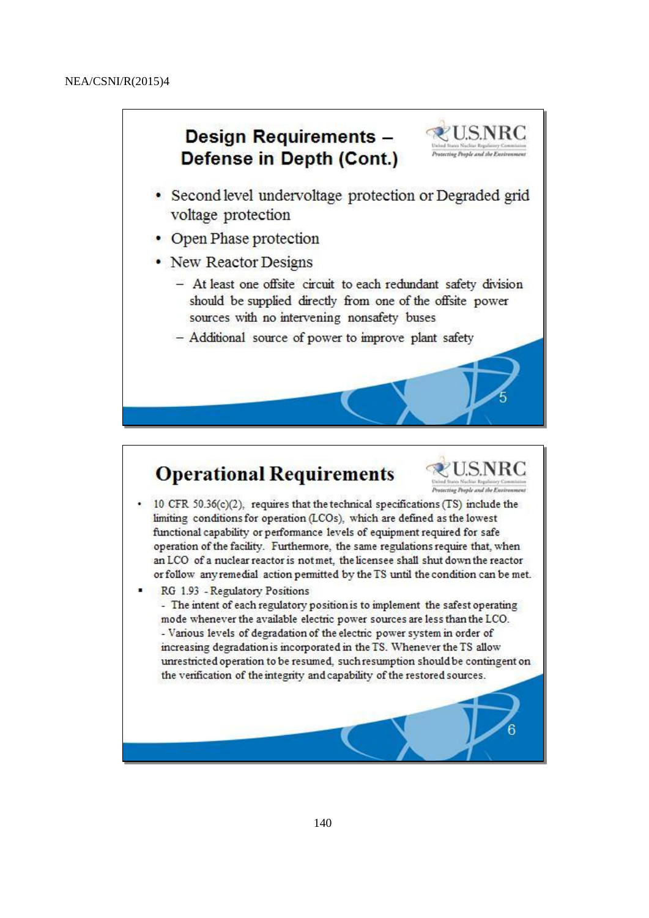## Design Requirements – Defense in Depth (Cont.)

- Second level undervoltage protection or Degraded grid voltage protection
- Open Phase protection
- New Reactor Designs
  - At least one offsite circuit to each redundant safety division should be supplied directly from one of the offsite power sources with no intervening nonsafety buses
  - Additional source of power to improve plant safety

## Operational Requirements

- 10 CFR 50.36(c)(2), requires that the technical specifications (TS) include the limiting conditions for operation (LCOs), which are defined as the lowest functional capability or performance levels of equipment required for safe operation of the facility. Furthermore, the same regulations require that, when an LCO of a nuclear reactor is not met, the licensee shall shut down the reactor or follow any remedial action permitted by the TS until the condition can be met.
- RG 1.93 - Regulatory Positions
  - The intent of each regulatory position is to implement the safest operating mode whenever the available electric power sources are less than the LCO.
  - Various levels of degradation of the electric power system in order of increasing degradation is incorporated in the TS. Whenever the TS allow unrestricted operation to be resumed, such resumption should be contingent on the verification of the integrity and capability of the restored sources.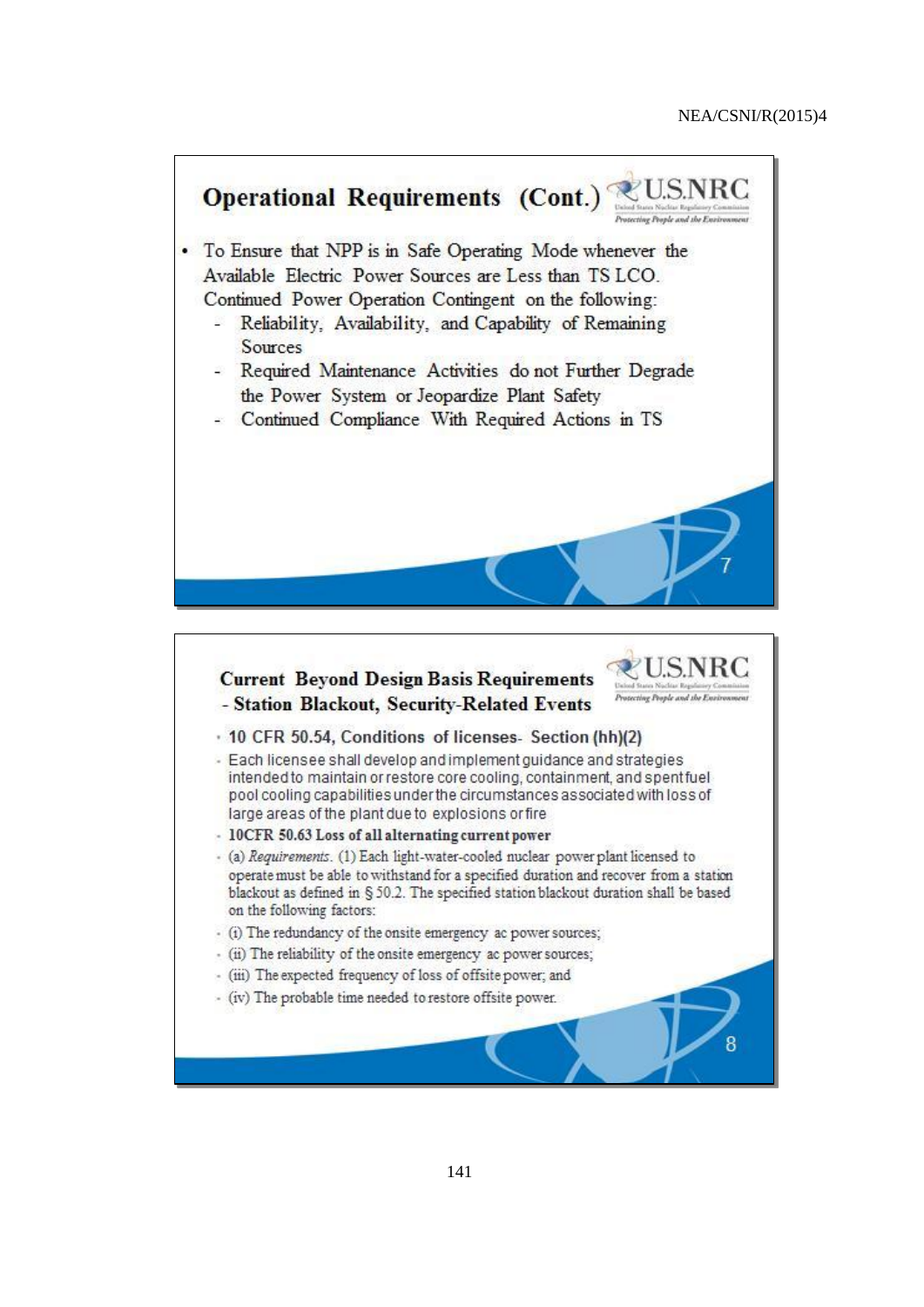## Operational Requirements (Cont.)

- To Ensure that NPP is in Safe Operating Mode whenever the Available Electric Power Sources are Less than TS LCO. Continued Power Operation Contingent on the following:
  - Reliability, Availability, and Capability of Remaining Sources
  - Required Maintenance Activities do not Further Degrade the Power System or Jeopardize Plant Safety
  - Continued Compliance With Required Actions in TS

## Current Beyond Design Basis Requirements - Station Blackout, Security-Related Events

- **10 CFR 50.54, Conditions of licenses- Section (hh)(2)**
- Each licensee shall develop and implement guidance and strategies intended to maintain or restore core cooling, containment, and spent fuel pool cooling capabilities under the circumstances associated with loss of large areas of the plant due to explosions or fire
- **10CFR 50.63 Loss of all alternating current power**
- (a) *Requirements*. (1) Each light-water-cooled nuclear power plant licensed to operate must be able to withstand for a specified duration and recover from a station blackout as defined in § 50.2. The specified station blackout duration shall be based on the following factors:
- (i) The redundancy of the onsite emergency ac power sources;
- (ii) The reliability of the onsite emergency ac power sources;
- (iii) The expected frequency of loss of offsite power; and
- (iv) The probable time needed to restore offsite power.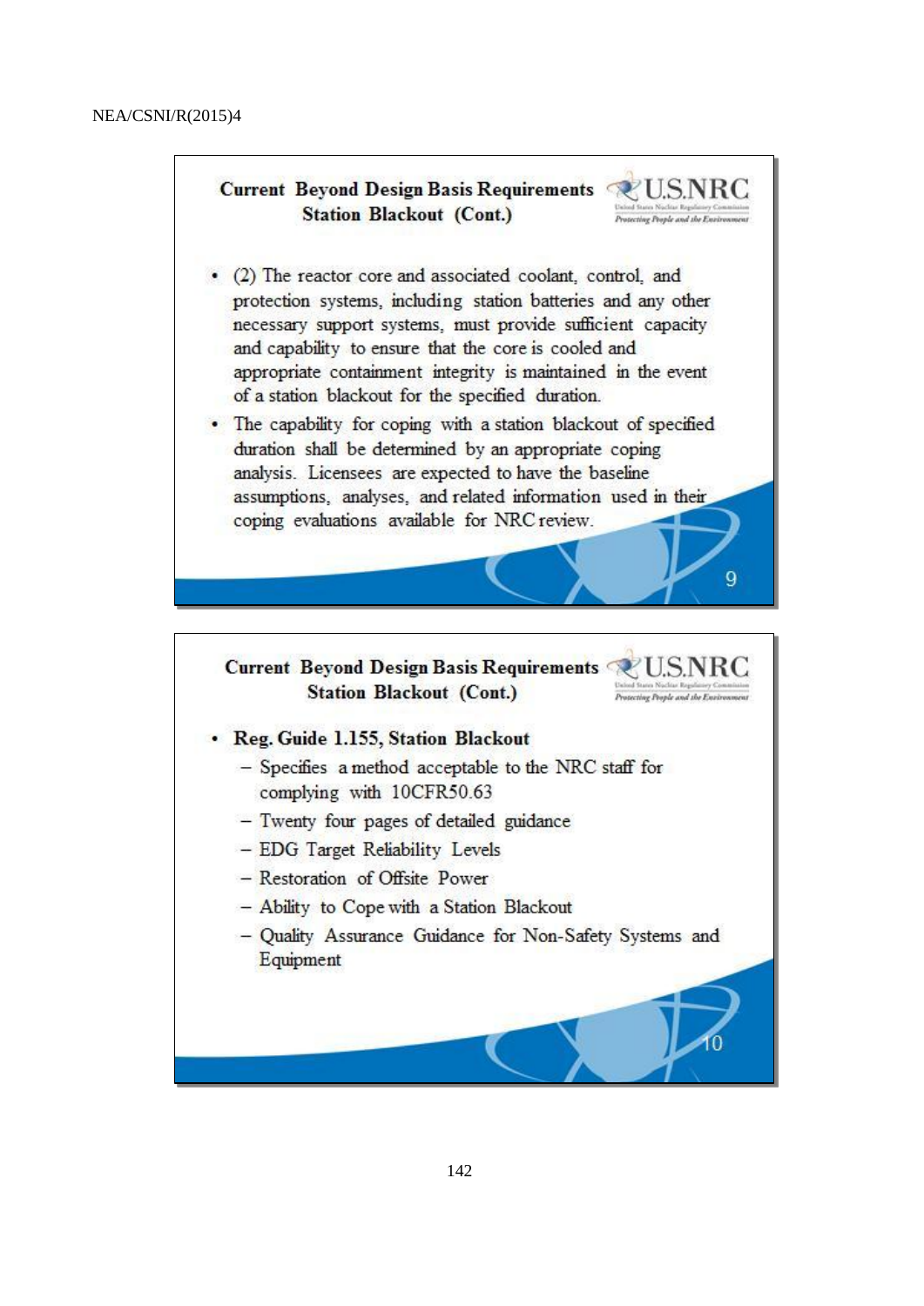## Current Beyond Design Basis Requirements Station Blackout (Cont.)

- (2) The reactor core and associated coolant, control, and protection systems, including station batteries and any other necessary support systems, must provide sufficient capacity and capability to ensure that the core is cooled and appropriate containment integrity is maintained in the event of a station blackout for the specified duration.
- The capability for coping with a station blackout of specified duration shall be determined by an appropriate coping analysis. Licensees are expected to have the baseline assumptions, analyses, and related information used in their coping evaluations available for NRC review.

## Current Beyond Design Basis Requirements Station Blackout (Cont.)

- **Reg. Guide 1.155, Station Blackout**
  - Specifies a method acceptable to the NRC staff for complying with 10CFR50.63
  - Twenty four pages of detailed guidance
  - EDG Target Reliability Levels
  - Restoration of Offsite Power
  - Ability to Cope with a Station Blackout
  - Quality Assurance Guidance for Non-Safety Systems and Equipment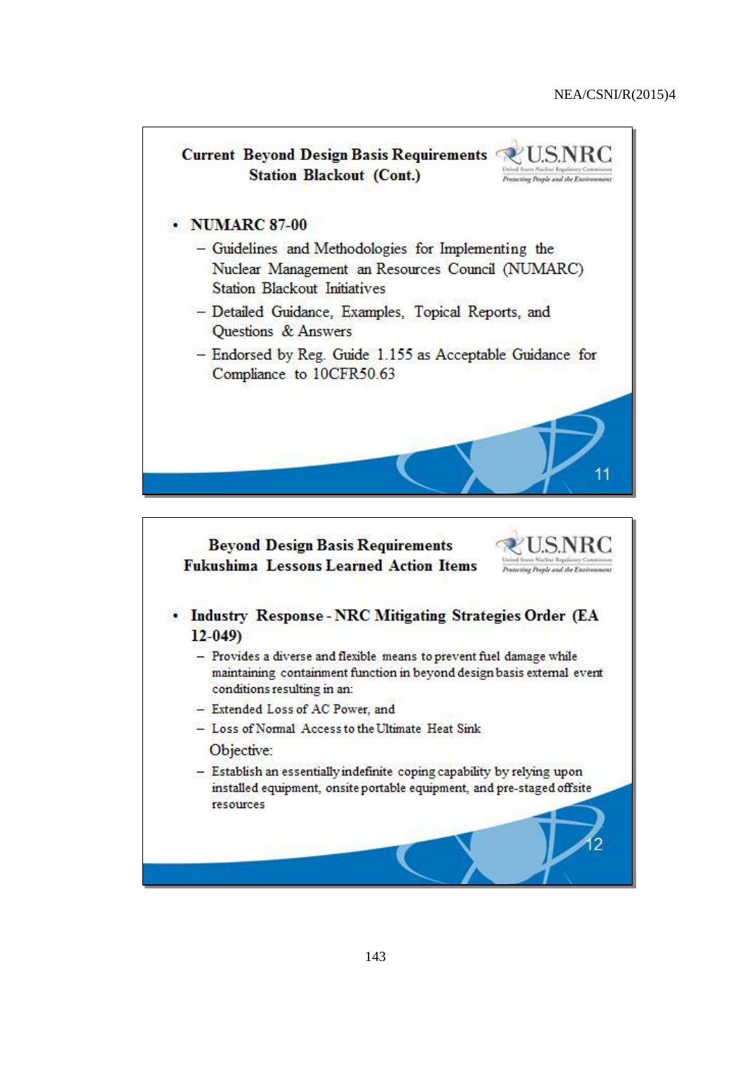**Current Beyond Design Basis Requirements Station Blackout (Cont.)**

- **NUMARC 87-00**
  - Guidelines and Methodologies for Implementing the Nuclear Management an Resources Council (NUMARC) Station Blackout Initiatives
  - Detailed Guidance, Examples, Topical Reports, and Questions & Answers
  - Endorsed by Reg. Guide 1.155 as Acceptable Guidance for Compliance to 10CFR50.63

**Beyond Design Basis Requirements Fukushima Lessons Learned Action Items**

- **Industry Response - NRC Mitigating Strategies Order (EA 12-049)**
  - Provides a diverse and flexible means to prevent fuel damage while maintaining containment function in beyond design basis external event conditions resulting in an:
  - Extended Loss of AC Power, and
  - Loss of Normal Access to the Ultimate Heat Sink

  Objective:

  - Establish an essentially indefinite coping capability by relying upon installed equipment, onsite portable equipment, and pre-staged offsite resources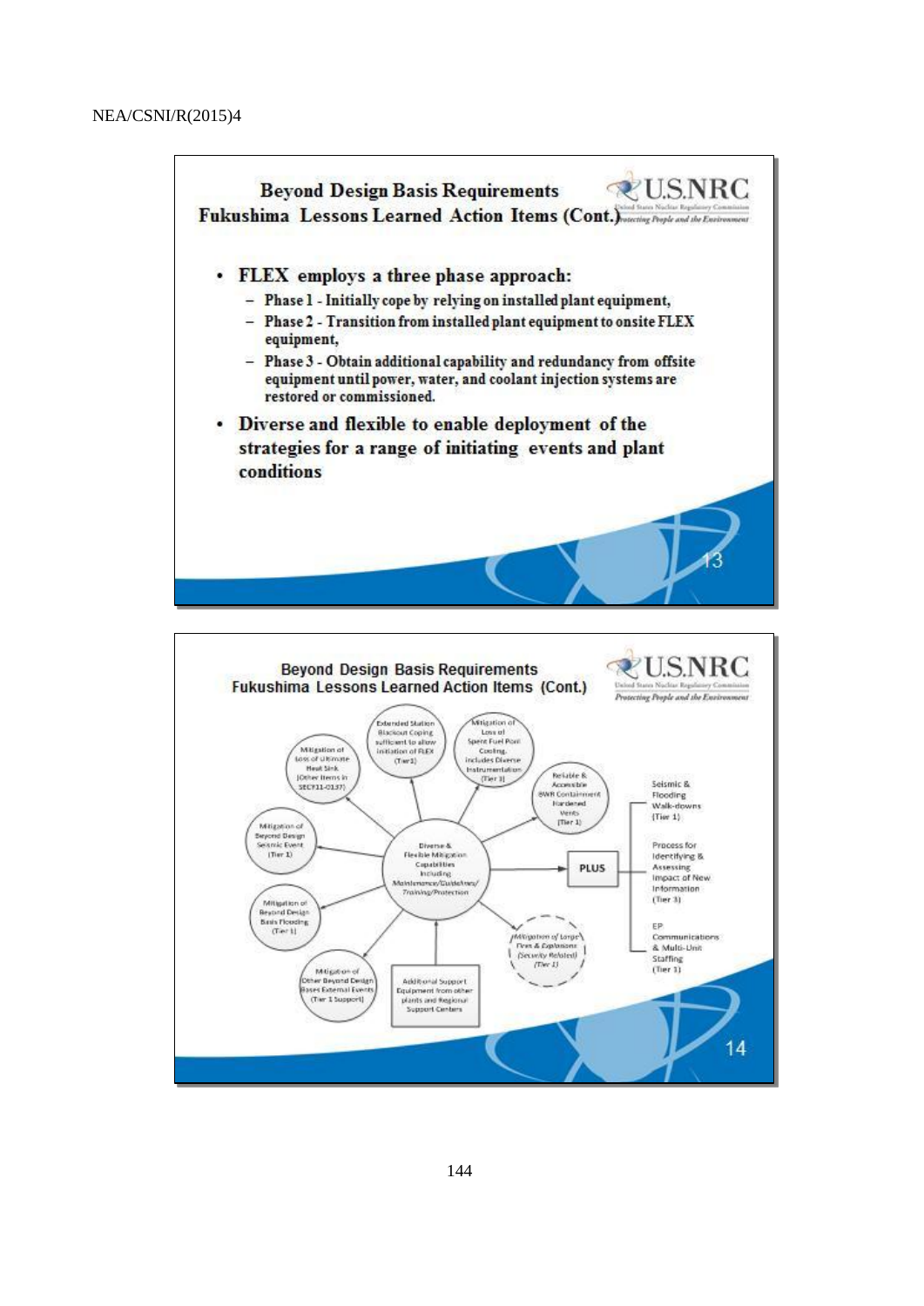## Beyond Design Basis Requirements
## Fukushima Lessons Learned Action Items (Cont.)

- **FLEX employs a three phase approach:**
  - Phase 1 - Initially cope by relying on installed plant equipment,
  - Phase 2 - Transition from installed plant equipment to onsite FLEX equipment,
  - Phase 3 - Obtain additional capability and redundancy from offsite equipment until power, water, and coolant injection systems are restored or commissioned.
- **Diverse and flexible to enable deployment of the strategies for a range of initiating events and plant conditions**

## Beyond Design Basis Requirements
## Fukushima Lessons Learned Action Items (Cont.)

Diverse & Flexible Mitigation Capabilities Including *Maintenance/Guidelines/Training/Protection*

- Extended Station Blackout Coping sufficient to allow initiation of FLEX (Tier1)
- Mitigation of Loss of Spent Fuel Pool Cooling, includes Diverse Instrumentation (Tier 1)
- Reliable & Accessible BWR Containment Hardened Vents (Tier 1)
- Mitigation of Loss of Ultimate Heat Sink (Other Items in SECY11-0137)
- Mitigation of Beyond Design Seismic Event (Tier 1)
- Mitigation of Beyond Design Basis Flooding (Tier 1)
- Mitigation of Other Beyond Design Bases External Events (Tier 1 Support)
- Additional Support Equipment from other plants and Regional Support Centers
- *Mitigation of Large Fires & Explosions (Security Related) (Tier 1)*

PLUS

- Seismic & Flooding Walk-downs (Tier 1)
- Process for Identifying & Assessing Impact of New Information (Tier 3)
- EP Communications & Multi-Unit Staffing (Tier 1)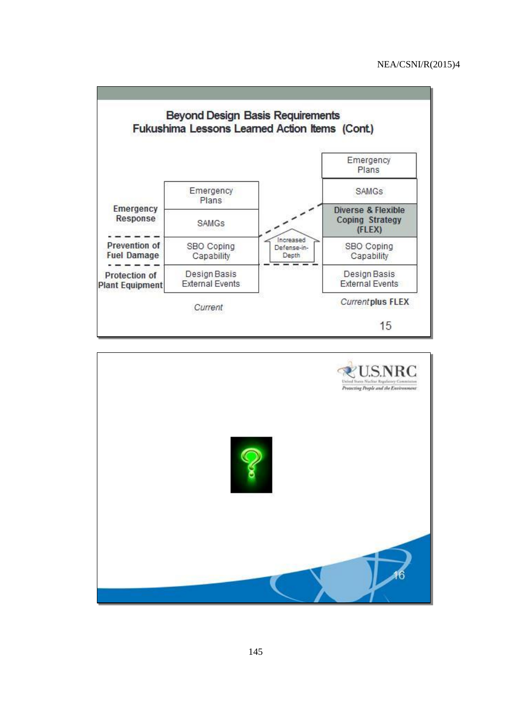## Beyond Design Basis Requirements
## Fukushima Lessons Learned Action Items (Cont.)

Emergency Response

Prevention of Fuel Damage

Protection of Plant Equipment

Emergency Plans

SAMGs

SBO Coping Capability

Design Basis External Events

*Current*

Increased Defense-in-Depth

Emergency Plans

SAMGs

**Diverse & Flexible Coping Strategy (FLEX)**

SBO Coping Capability

Design Basis External Events

*Current* **plus FLEX**

15

U.S.NRC
United States Nuclear Regulatory Commission
*Protecting People and the Environment*

16